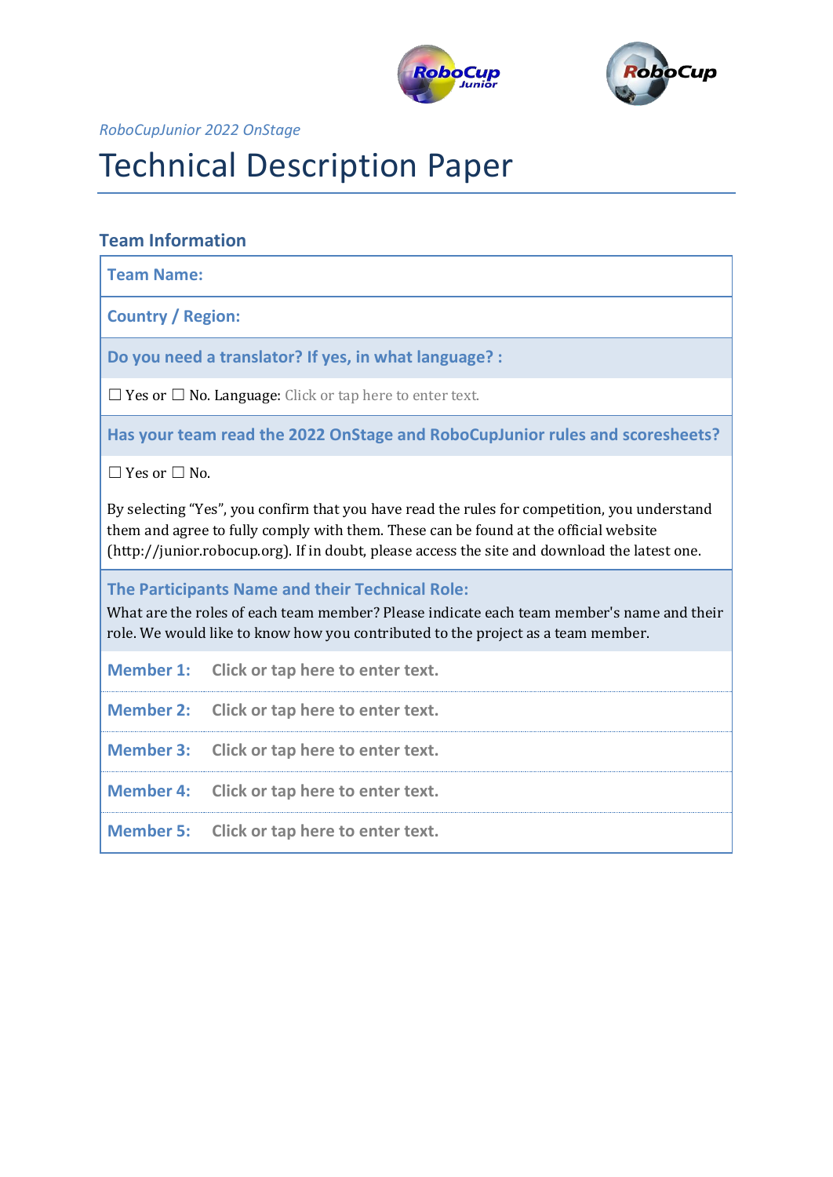*RoboCupJunior 2022 OnStage*

# Technical Description Paper

## Team Information

**Team Name:**

**Country / Region:**

**Do you need a translator? If yes, in what language? :**

☐ Yes or ☐ No. Language: Click or tap here to enter text.

**Has your team read the 2022 OnStage and RoboCupJunior rules and scoresheets?**

☐ Yes or ☐ No.

By selecting "Yes", you confirm that you have read the rules for competition, you understand them and agree to fully comply with them. These can be found at the official website (http://junior.robocup.org). If in doubt, please access the site and download the latest one.

**The Participants Name and their Technical Role:**

What are the roles of each team member? Please indicate each team member's name and their role. We would like to know how you contributed to the project as a team member.

| | |
|---|---|
| **Member 1:** | Click or tap here to enter text. |
| **Member 2:** | Click or tap here to enter text. |
| **Member 3:** | Click or tap here to enter text. |
| **Member 4:** | Click or tap here to enter text. |
| **Member 5:** | Click or tap here to enter text. |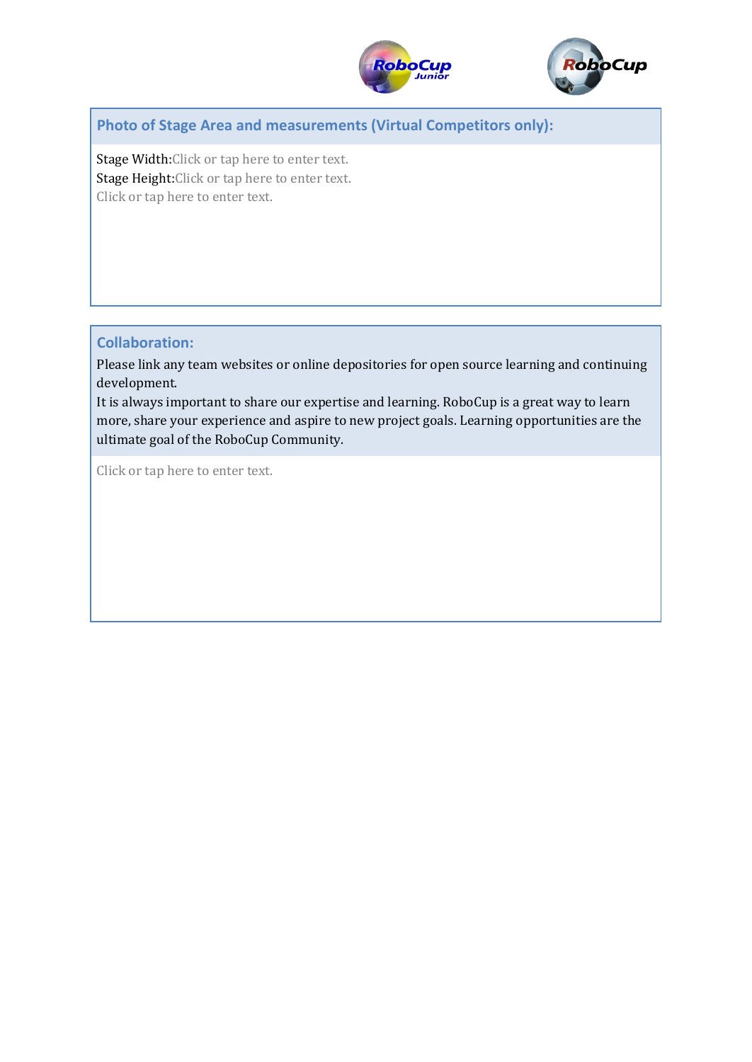## Photo of Stage Area and measurements (Virtual Competitors only):

Stage Width:Click or tap here to enter text.
Stage Height:Click or tap here to enter text.
Click or tap here to enter text.

## Collaboration:

Please link any team websites or online depositories for open source learning and continuing development.
It is always important to share our expertise and learning. RoboCup is a great way to learn more, share your experience and aspire to new project goals. Learning opportunities are the ultimate goal of the RoboCup Community.

Click or tap here to enter text.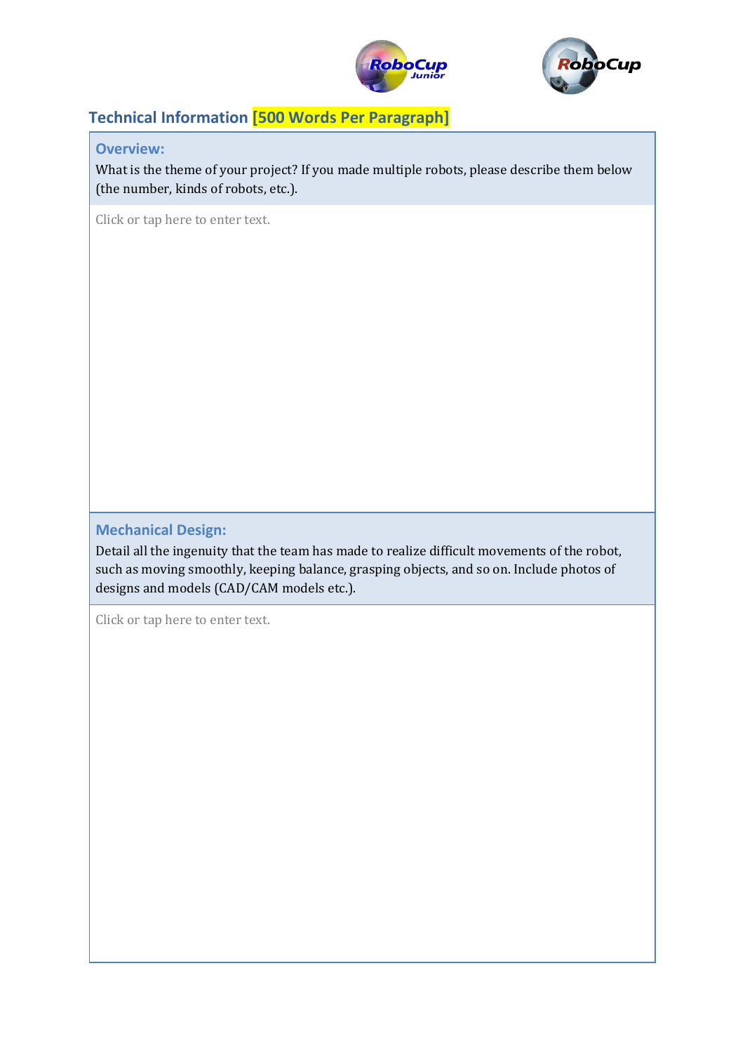## Technical Information [500 Words Per Paragraph]

### Overview:

What is the theme of your project? If you made multiple robots, please describe them below (the number, kinds of robots, etc.).

Click or tap here to enter text.

### Mechanical Design:

Detail all the ingenuity that the team has made to realize difficult movements of the robot, such as moving smoothly, keeping balance, grasping objects, and so on. Include photos of designs and models (CAD/CAM models etc.).

Click or tap here to enter text.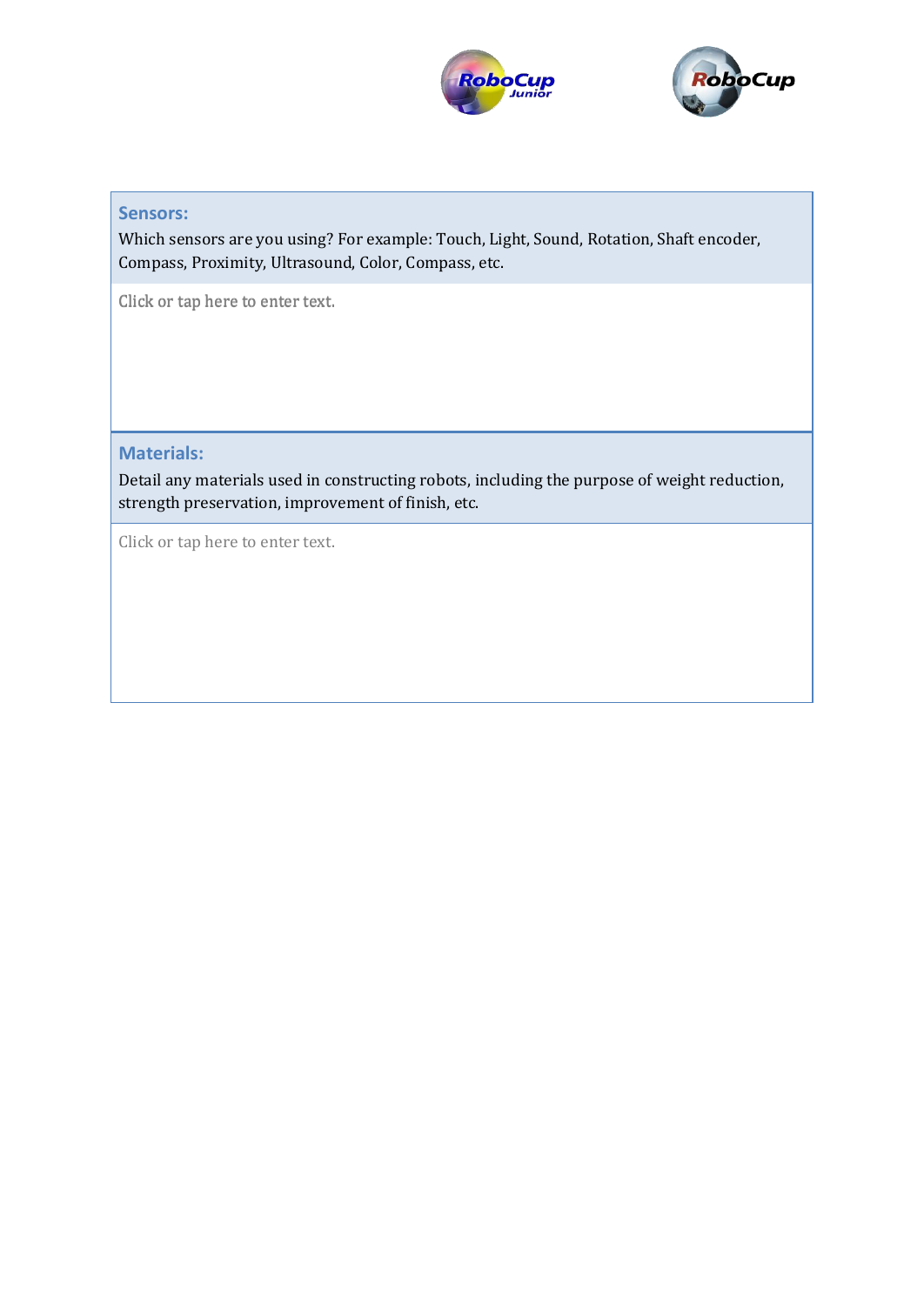## Sensors:

Which sensors are you using? For example: Touch, Light, Sound, Rotation, Shaft encoder, Compass, Proximity, Ultrasound, Color, Compass, etc.

Click or tap here to enter text.

## Materials:

Detail any materials used in constructing robots, including the purpose of weight reduction, strength preservation, improvement of finish, etc.

Click or tap here to enter text.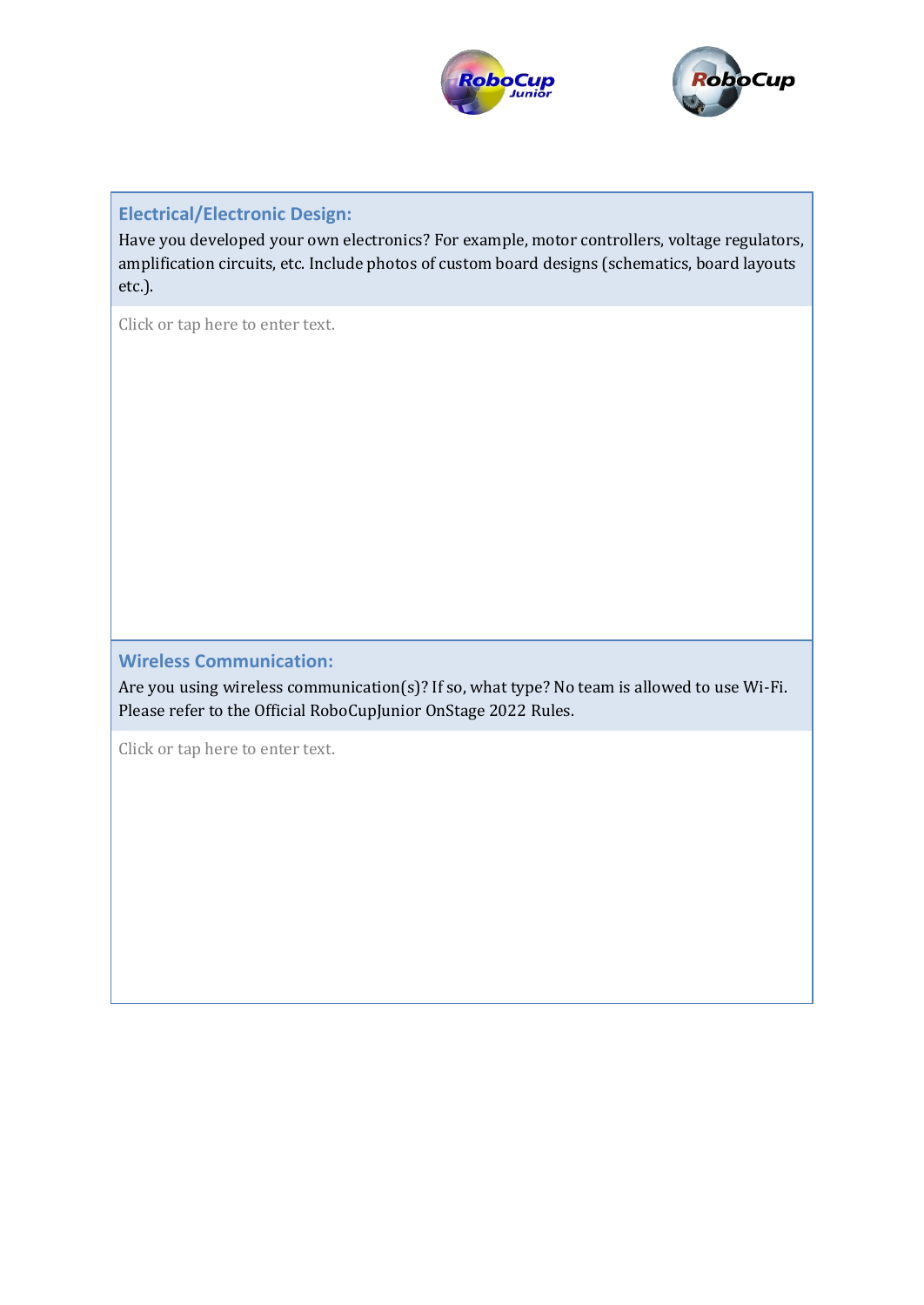**Electrical/Electronic Design:**

Have you developed your own electronics? For example, motor controllers, voltage regulators, amplification circuits, etc. Include photos of custom board designs (schematics, board layouts etc.).

Click or tap here to enter text.

**Wireless Communication:**

Are you using wireless communication(s)? If so, what type? No team is allowed to use Wi-Fi. Please refer to the Official RoboCupJunior OnStage 2022 Rules.

Click or tap here to enter text.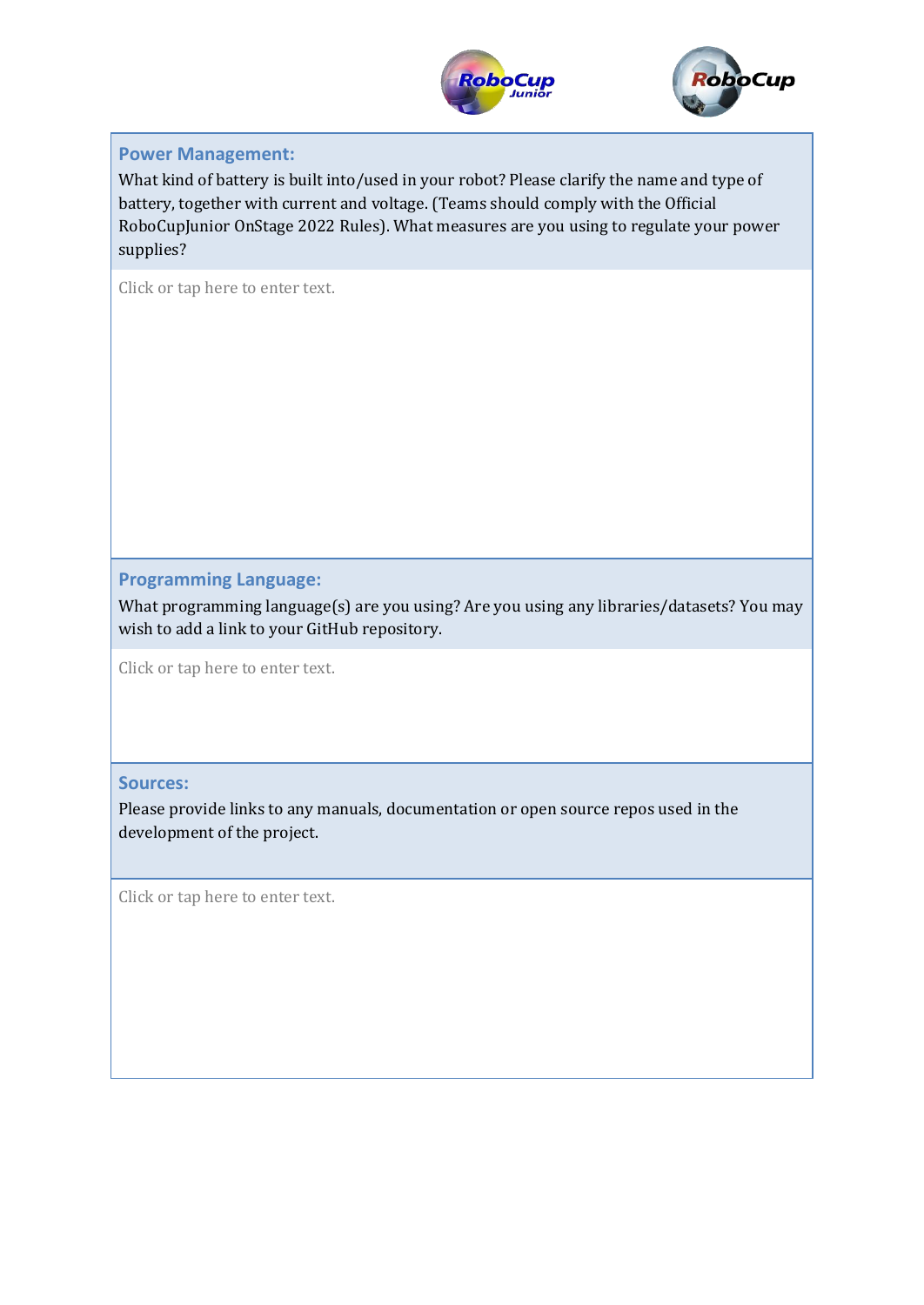### Power Management:

What kind of battery is built into/used in your robot? Please clarify the name and type of battery, together with current and voltage. (Teams should comply with the Official RoboCupJunior OnStage 2022 Rules). What measures are you using to regulate your power supplies?

Click or tap here to enter text.

### Programming Language:

What programming language(s) are you using? Are you using any libraries/datasets? You may wish to add a link to your GitHub repository.

Click or tap here to enter text.

### Sources:

Please provide links to any manuals, documentation or open source repos used in the development of the project.

Click or tap here to enter text.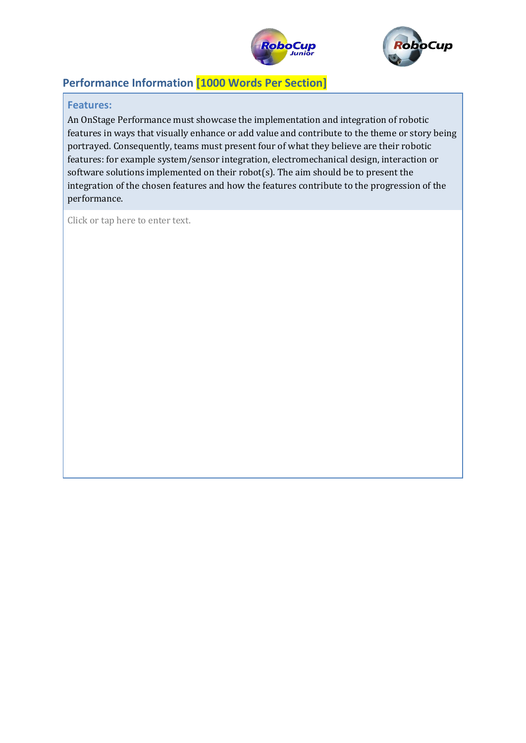## Performance Information [1000 Words Per Section]

### Features:

An OnStage Performance must showcase the implementation and integration of robotic features in ways that visually enhance or add value and contribute to the theme or story being portrayed. Consequently, teams must present four of what they believe are their robotic features: for example system/sensor integration, electromechanical design, interaction or software solutions implemented on their robot(s). The aim should be to present the integration of the chosen features and how the features contribute to the progression of the performance.

Click or tap here to enter text.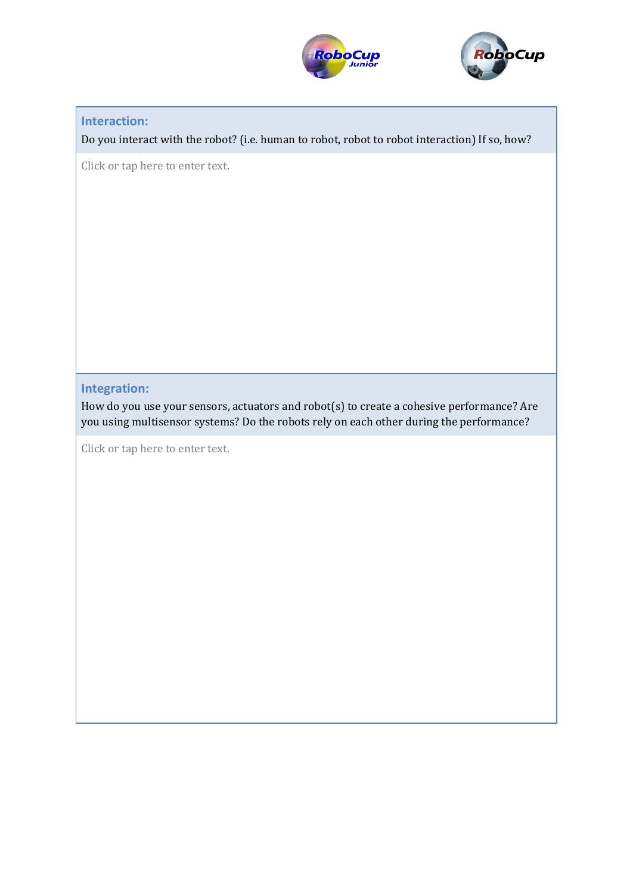## Interaction:

Do you interact with the robot? (i.e. human to robot, robot to robot interaction) If so, how?

Click or tap here to enter text.

## Integration:

How do you use your sensors, actuators and robot(s) to create a cohesive performance? Are you using multisensor systems? Do the robots rely on each other during the performance?

Click or tap here to enter text.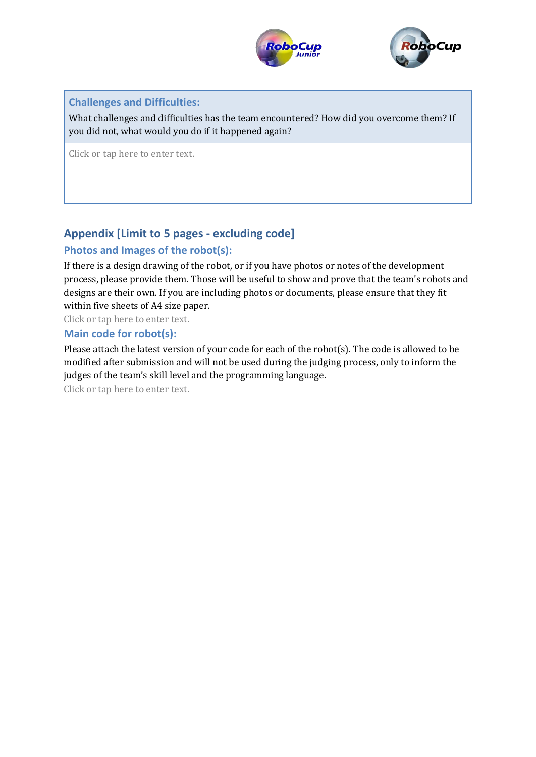### Challenges and Difficulties:

What challenges and difficulties has the team encountered? How did you overcome them? If you did not, what would you do if it happened again?

Click or tap here to enter text.

## Appendix [Limit to 5 pages - excluding code]

### Photos and Images of the robot(s):

If there is a design drawing of the robot, or if you have photos or notes of the development process, please provide them. Those will be useful to show and prove that the team's robots and designs are their own. If you are including photos or documents, please ensure that they fit within five sheets of A4 size paper.

Click or tap here to enter text.

### Main code for robot(s):

Please attach the latest version of your code for each of the robot(s). The code is allowed to be modified after submission and will not be used during the judging process, only to inform the judges of the team's skill level and the programming language.

Click or tap here to enter text.